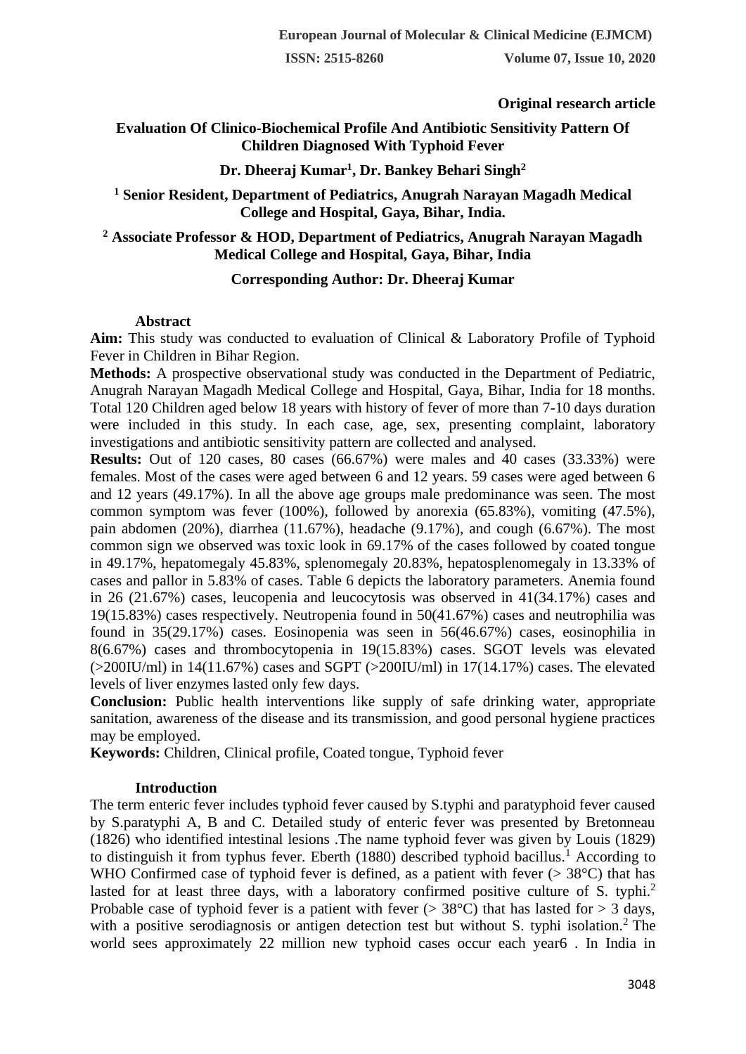**Original research article**

# Evaluation Of Clinico-Biochemical Profile And Antibiotic Sensitivity Pattern Of Children Diagnosed With Typhoid Fever

**Dr. Dheeraj Kumar[1], Dr. Bankey Behari Singh[2]**

**[1] Senior Resident, Department of Pediatrics, Anugrah Narayan Magadh Medical College and Hospital, Gaya, Bihar, India.**

**[2] Associate Professor & HOD, Department of Pediatrics, Anugrah Narayan Magadh Medical College and Hospital, Gaya, Bihar, India**

**Corresponding Author: Dr. Dheeraj Kumar**

## Abstract

**Aim:** This study was conducted to evaluation of Clinical & Laboratory Profile of Typhoid Fever in Children in Bihar Region.

**Methods:** A prospective observational study was conducted in the Department of Pediatric, Anugrah Narayan Magadh Medical College and Hospital, Gaya, Bihar, India for 18 months. Total 120 Children aged below 18 years with history of fever of more than 7-10 days duration were included in this study. In each case, age, sex, presenting complaint, laboratory investigations and antibiotic sensitivity pattern are collected and analysed.

**Results:** Out of 120 cases, 80 cases (66.67%) were males and 40 cases (33.33%) were females. Most of the cases were aged between 6 and 12 years. 59 cases were aged between 6 and 12 years (49.17%). In all the above age groups male predominance was seen. The most common symptom was fever (100%), followed by anorexia (65.83%), vomiting (47.5%), pain abdomen (20%), diarrhea (11.67%), headache (9.17%), and cough (6.67%). The most common sign we observed was toxic look in 69.17% of the cases followed by coated tongue in 49.17%, hepatomegaly 45.83%, splenomegaly 20.83%, hepatosplenomegaly in 13.33% of cases and pallor in 5.83% of cases. Table 6 depicts the laboratory parameters. Anemia found in 26 (21.67%) cases, leucopenia and leucocytosis was observed in 41(34.17%) cases and 19(15.83%) cases respectively. Neutropenia found in 50(41.67%) cases and neutrophilia was found in 35(29.17%) cases. Eosinopenia was seen in 56(46.67%) cases, eosinophilia in 8(6.67%) cases and thrombocytopenia in 19(15.83%) cases. SGOT levels was elevated (>200IU/ml) in 14(11.67%) cases and SGPT (>200IU/ml) in 17(14.17%) cases. The elevated levels of liver enzymes lasted only few days.

**Conclusion:** Public health interventions like supply of safe drinking water, appropriate sanitation, awareness of the disease and its transmission, and good personal hygiene practices may be employed.

**Keywords:** Children, Clinical profile, Coated tongue, Typhoid fever

## Introduction

The term enteric fever includes typhoid fever caused by S.typhi and paratyphoid fever caused by S.paratyphi A, B and C. Detailed study of enteric fever was presented by Bretonneau (1826) who identified intestinal lesions .The name typhoid fever was given by Louis (1829) to distinguish it from typhus fever. Eberth (1880) described typhoid bacillus.[1] According to WHO Confirmed case of typhoid fever is defined, as a patient with fever (> 38°C) that has lasted for at least three days, with a laboratory confirmed positive culture of S. typhi.[2] Probable case of typhoid fever is a patient with fever (> 38°C) that has lasted for > 3 days, with a positive serodiagnosis or antigen detection test but without S. typhi isolation.[2] The world sees approximately 22 million new typhoid cases occur each year6 . In India in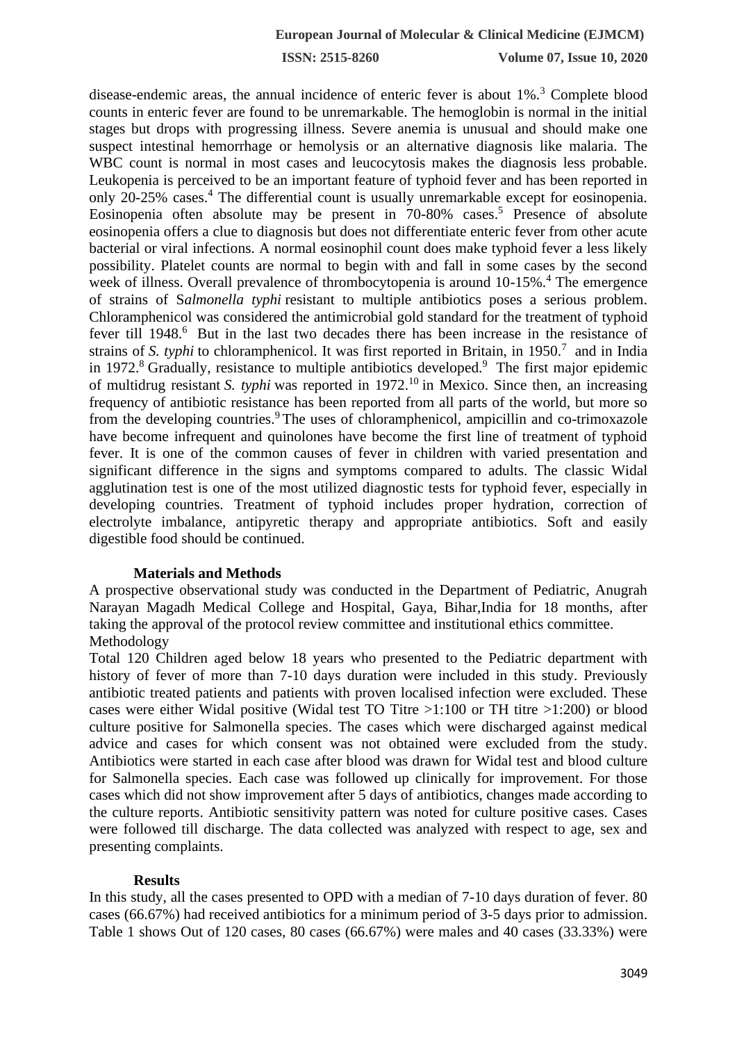disease-endemic areas, the annual incidence of enteric fever is about 1%.[3] Complete blood counts in enteric fever are found to be unremarkable. The hemoglobin is normal in the initial stages but drops with progressing illness. Severe anemia is unusual and should make one suspect intestinal hemorrhage or hemolysis or an alternative diagnosis like malaria. The WBC count is normal in most cases and leucocytosis makes the diagnosis less probable. Leukopenia is perceived to be an important feature of typhoid fever and has been reported in only 20-25% cases.[4] The differential count is usually unremarkable except for eosinopenia. Eosinopenia often absolute may be present in 70-80% cases.[5] Presence of absolute eosinopenia offers a clue to diagnosis but does not differentiate enteric fever from other acute bacterial or viral infections. A normal eosinophil count does make typhoid fever a less likely possibility. Platelet counts are normal to begin with and fall in some cases by the second week of illness. Overall prevalence of thrombocytopenia is around 10-15%.[4] The emergence of strains of S*almonella typhi* resistant to multiple antibiotics poses a serious problem. Chloramphenicol was considered the antimicrobial gold standard for the treatment of typhoid fever till 1948.[6] But in the last two decades there has been increase in the resistance of strains of *S. typhi* to chloramphenicol. It was first reported in Britain, in 1950.[7] and in India in 1972.[8] Gradually, resistance to multiple antibiotics developed.[9] The first major epidemic of multidrug resistant *S. typhi* was reported in 1972.[10] in Mexico. Since then, an increasing frequency of antibiotic resistance has been reported from all parts of the world, but more so from the developing countries.[9] The uses of chloramphenicol, ampicillin and co-trimoxazole have become infrequent and quinolones have become the first line of treatment of typhoid fever. It is one of the common causes of fever in children with varied presentation and significant difference in the signs and symptoms compared to adults. The classic Widal agglutination test is one of the most utilized diagnostic tests for typhoid fever, especially in developing countries. Treatment of typhoid includes proper hydration, correction of electrolyte imbalance, antipyretic therapy and appropriate antibiotics. Soft and easily digestible food should be continued.

## Materials and Methods

A prospective observational study was conducted in the Department of Pediatric, Anugrah Narayan Magadh Medical College and Hospital, Gaya, Bihar,India for 18 months, after taking the approval of the protocol review committee and institutional ethics committee.

Methodology

Total 120 Children aged below 18 years who presented to the Pediatric department with history of fever of more than 7-10 days duration were included in this study. Previously antibiotic treated patients and patients with proven localised infection were excluded. These cases were either Widal positive (Widal test TO Titre >1:100 or TH titre >1:200) or blood culture positive for Salmonella species. The cases which were discharged against medical advice and cases for which consent was not obtained were excluded from the study. Antibiotics were started in each case after blood was drawn for Widal test and blood culture for Salmonella species. Each case was followed up clinically for improvement. For those cases which did not show improvement after 5 days of antibiotics, changes made according to the culture reports. Antibiotic sensitivity pattern was noted for culture positive cases. Cases were followed till discharge. The data collected was analyzed with respect to age, sex and presenting complaints.

## Results

In this study, all the cases presented to OPD with a median of 7-10 days duration of fever. 80 cases (66.67%) had received antibiotics for a minimum period of 3-5 days prior to admission. Table 1 shows Out of 120 cases, 80 cases (66.67%) were males and 40 cases (33.33%) were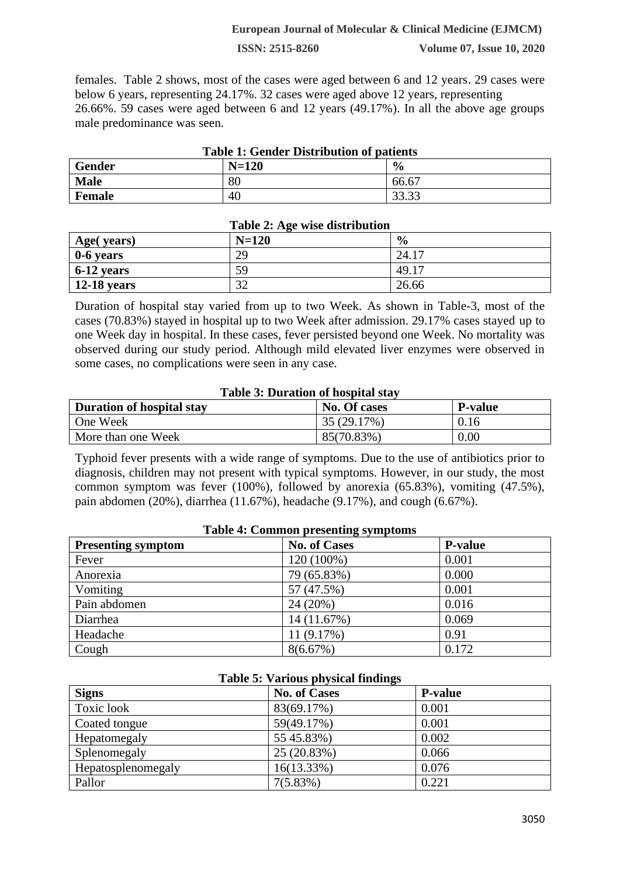females. Table 2 shows, most of the cases were aged between 6 and 12 years. 29 cases were below 6 years, representing 24.17%. 32 cases were aged above 12 years, representing 26.66%. 59 cases were aged between 6 and 12 years (49.17%). In all the above age groups male predominance was seen.

**Table 1: Gender Distribution of patients**

| Gender | N=120 | % |
|---|---|---|
| **Male** | 80 | 66.67 |
| **Female** | 40 | 33.33 |

**Table 2: Age wise distribution**

| Age( years) | N=120 | % |
|---|---|---|
| **0-6 years** | 29 | 24.17 |
| **6-12 years** | 59 | 49.17 |
| **12-18 years** | 32 | 26.66 |

Duration of hospital stay varied from up to two Week. As shown in Table-3, most of the cases (70.83%) stayed in hospital up to two Week after admission. 29.17% cases stayed up to one Week day in hospital. In these cases, fever persisted beyond one Week. No mortality was observed during our study period. Although mild elevated liver enzymes were observed in some cases, no complications were seen in any case.

**Table 3: Duration of hospital stay**

| Duration of hospital stay | No. Of cases | P-value |
|---|---|---|
| One Week | 35 (29.17%) | 0.16 |
| More than one Week | 85(70.83%) | 0.00 |

Typhoid fever presents with a wide range of symptoms. Due to the use of antibiotics prior to diagnosis, children may not present with typical symptoms. However, in our study, the most common symptom was fever (100%), followed by anorexia (65.83%), vomiting (47.5%), pain abdomen (20%), diarrhea (11.67%), headache (9.17%), and cough (6.67%).

**Table 4: Common presenting symptoms**

| Presenting symptom | No. of Cases | P-value |
|---|---|---|
| Fever | 120 (100%) | 0.001 |
| Anorexia | 79 (65.83%) | 0.000 |
| Vomiting | 57 (47.5%) | 0.001 |
| Pain abdomen | 24 (20%) | 0.016 |
| Diarrhea | 14 (11.67%) | 0.069 |
| Headache | 11 (9.17%) | 0.91 |
| Cough | 8(6.67%) | 0.172 |

**Table 5: Various physical findings**

| Signs | No. of Cases | P-value |
|---|---|---|
| Toxic look | 83(69.17%) | 0.001 |
| Coated tongue | 59(49.17%) | 0.001 |
| Hepatomegaly | 55 45.83%) | 0.002 |
| Splenomegaly | 25 (20.83%) | 0.066 |
| Hepatosplenomegaly | 16(13.33%) | 0.076 |
| Pallor | 7(5.83%) | 0.221 |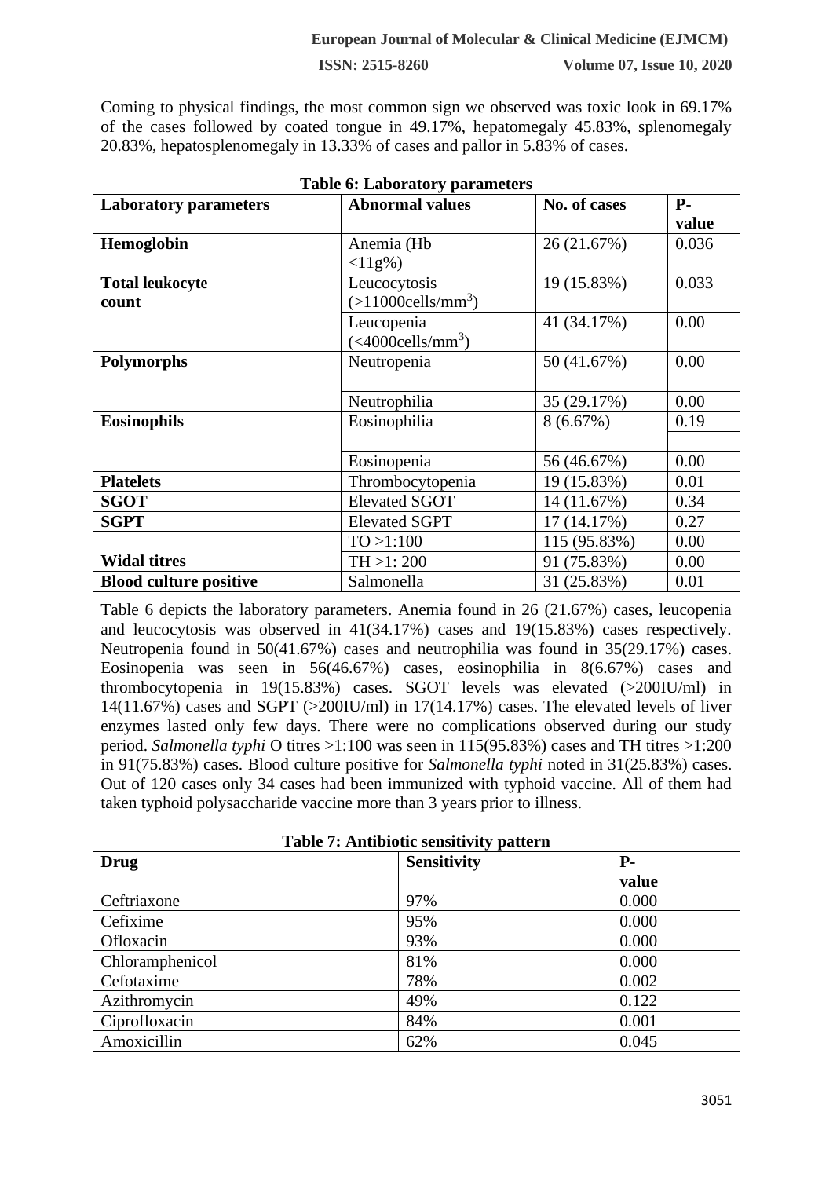Coming to physical findings, the most common sign we observed was toxic look in 69.17% of the cases followed by coated tongue in 49.17%, hepatomegaly 45.83%, splenomegaly 20.83%, hepatosplenomegaly in 13.33% of cases and pallor in 5.83% of cases.

**Table 6: Laboratory parameters**

| Laboratory parameters | Abnormal values | No. of cases | P-value |
|---|---|---|---|
| **Hemoglobin** | Anemia (Hb <11g%) | 26 (21.67%) | 0.036 |
| **Total leukocyte count** | Leucocytosis (>11000cells/mm$^3$) | 19 (15.83%) | 0.033 |
| | Leucopenia (<4000cells/mm$^3$) | 41 (34.17%) | 0.00 |
| **Polymorphs** | Neutropenia | 50 (41.67%) | 0.00 |
| | Neutrophilia | 35 (29.17%) | 0.00 |
| **Eosinophils** | Eosinophilia | 8 (6.67%) | 0.19 |
| | Eosinopenia | 56 (46.67%) | 0.00 |
| **Platelets** | Thrombocytopenia | 19 (15.83%) | 0.01 |
| **SGOT** | Elevated SGOT | 14 (11.67%) | 0.34 |
| **SGPT** | Elevated SGPT | 17 (14.17%) | 0.27 |
| **Widal titres** | TO >1:100 | 115 (95.83%) | 0.00 |
| | TH >1: 200 | 91 (75.83%) | 0.00 |
| **Blood culture positive** | Salmonella | 31 (25.83%) | 0.01 |

Table 6 depicts the laboratory parameters. Anemia found in 26 (21.67%) cases, leucopenia and leucocytosis was observed in 41(34.17%) cases and 19(15.83%) cases respectively. Neutropenia found in 50(41.67%) cases and neutrophilia was found in 35(29.17%) cases. Eosinopenia was seen in 56(46.67%) cases, eosinophilia in 8(6.67%) cases and thrombocytopenia in 19(15.83%) cases. SGOT levels was elevated (>200IU/ml) in 14(11.67%) cases and SGPT (>200IU/ml) in 17(14.17%) cases. The elevated levels of liver enzymes lasted only few days. There were no complications observed during our study period. *Salmonella typhi* O titres >1:100 was seen in 115(95.83%) cases and TH titres >1:200 in 91(75.83%) cases. Blood culture positive for *Salmonella typhi* noted in 31(25.83%) cases. Out of 120 cases only 34 cases had been immunized with typhoid vaccine. All of them had taken typhoid polysaccharide vaccine more than 3 years prior to illness.

**Table 7: Antibiotic sensitivity pattern**

| Drug | Sensitivity | P-value |
|---|---|---|
| Ceftriaxone | 97% | 0.000 |
| Cefixime | 95% | 0.000 |
| Ofloxacin | 93% | 0.000 |
| Chloramphenicol | 81% | 0.000 |
| Cefotaxime | 78% | 0.002 |
| Azithromycin | 49% | 0.122 |
| Ciprofloxacin | 84% | 0.001 |
| Amoxicillin | 62% | 0.045 |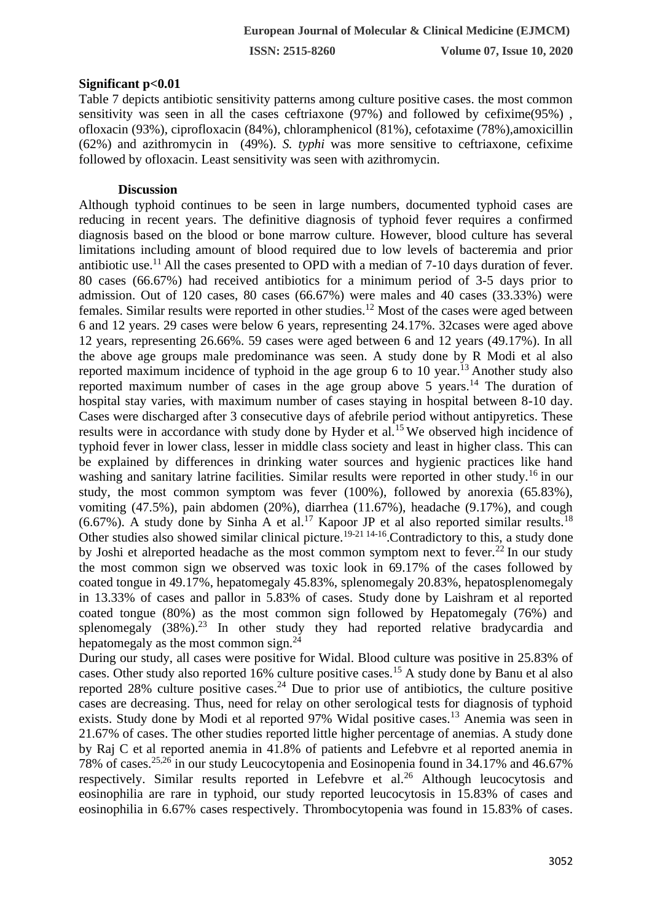**Significant p<0.01**

Table 7 depicts antibiotic sensitivity patterns among culture positive cases. the most common sensitivity was seen in all the cases ceftriaxone (97%) and followed by cefixime(95%) , ofloxacin (93%), ciprofloxacin (84%), chloramphenicol (81%), cefotaxime (78%),amoxicillin (62%) and azithromycin in (49%). *S. typhi* was more sensitive to ceftriaxone, cefixime followed by ofloxacin. Least sensitivity was seen with azithromycin.

## Discussion

Although typhoid continues to be seen in large numbers, documented typhoid cases are reducing in recent years. The definitive diagnosis of typhoid fever requires a confirmed diagnosis based on the blood or bone marrow culture. However, blood culture has several limitations including amount of blood required due to low levels of bacteremia and prior antibiotic use.[11] All the cases presented to OPD with a median of 7-10 days duration of fever. 80 cases (66.67%) had received antibiotics for a minimum period of 3-5 days prior to admission. Out of 120 cases, 80 cases (66.67%) were males and 40 cases (33.33%) were females. Similar results were reported in other studies.[12] Most of the cases were aged between 6 and 12 years. 29 cases were below 6 years, representing 24.17%. 32cases were aged above 12 years, representing 26.66%. 59 cases were aged between 6 and 12 years (49.17%). In all the above age groups male predominance was seen. A study done by R Modi et al also reported maximum incidence of typhoid in the age group 6 to 10 year.[13] Another study also reported maximum number of cases in the age group above 5 years.[14] The duration of hospital stay varies, with maximum number of cases staying in hospital between 8-10 day. Cases were discharged after 3 consecutive days of afebrile period without antipyretics. These results were in accordance with study done by Hyder et al.[15] We observed high incidence of typhoid fever in lower class, lesser in middle class society and least in higher class. This can be explained by differences in drinking water sources and hygienic practices like hand washing and sanitary latrine facilities. Similar results were reported in other study.[16] in our study, the most common symptom was fever (100%), followed by anorexia (65.83%), vomiting (47.5%), pain abdomen (20%), diarrhea (11.67%), headache (9.17%), and cough (6.67%). A study done by Sinha A et al.[17] Kapoor JP et al also reported similar results.[18] Other studies also showed similar clinical picture.[19-21 14-16].Contradictory to this, a study done by Joshi et alreported headache as the most common symptom next to fever.[22] In our study the most common sign we observed was toxic look in 69.17% of the cases followed by coated tongue in 49.17%, hepatomegaly 45.83%, splenomegaly 20.83%, hepatosplenomegaly in 13.33% of cases and pallor in 5.83% of cases. Study done by Laishram et al reported coated tongue (80%) as the most common sign followed by Hepatomegaly (76%) and splenomegaly (38%).[23] In other study they had reported relative bradycardia and hepatomegaly as the most common sign.[24]

During our study, all cases were positive for Widal. Blood culture was positive in 25.83% of cases. Other study also reported 16% culture positive cases.[15] A study done by Banu et al also reported 28% culture positive cases.[24] Due to prior use of antibiotics, the culture positive cases are decreasing. Thus, need for relay on other serological tests for diagnosis of typhoid exists. Study done by Modi et al reported 97% Widal positive cases.[13] Anemia was seen in 21.67% of cases. The other studies reported little higher percentage of anemias. A study done by Raj C et al reported anemia in 41.8% of patients and Lefebvre et al reported anemia in 78% of cases.[25,26] in our study Leucocytopenia and Eosinopenia found in 34.17% and 46.67% respectively. Similar results reported in Lefebvre et al.[26] Although leucocytosis and eosinophilia are rare in typhoid, our study reported leucocytosis in 15.83% of cases and eosinophilia in 6.67% cases respectively. Thrombocytopenia was found in 15.83% of cases.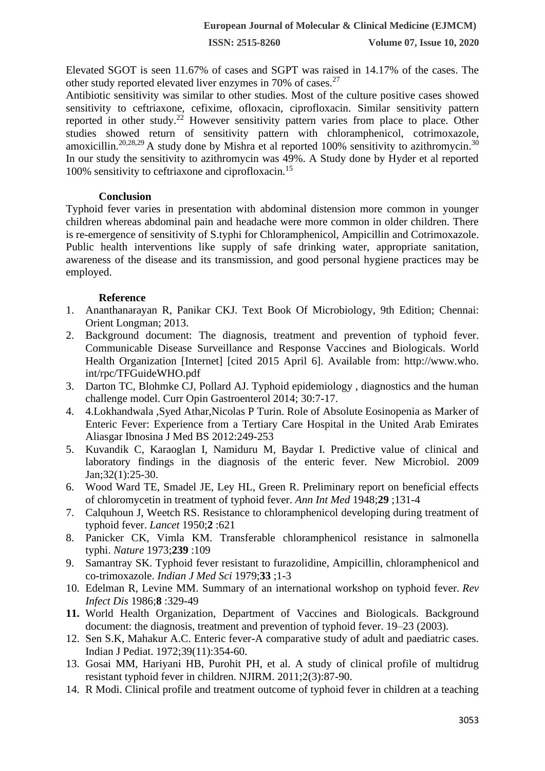Elevated SGOT is seen 11.67% of cases and SGPT was raised in 14.17% of the cases. The other study reported elevated liver enzymes in 70% of cases.[27]

Antibiotic sensitivity was similar to other studies. Most of the culture positive cases showed sensitivity to ceftriaxone, cefixime, ofloxacin, ciprofloxacin. Similar sensitivity pattern reported in other study.[22] However sensitivity pattern varies from place to place. Other studies showed return of sensitivity pattern with chloramphenicol, cotrimoxazole, amoxicillin.[20,28,29] A study done by Mishra et al reported 100% sensitivity to azithromycin.[30] In our study the sensitivity to azithromycin was 49%. A Study done by Hyder et al reported 100% sensitivity to ceftriaxone and ciprofloxacin.[15]

## Conclusion

Typhoid fever varies in presentation with abdominal distension more common in younger children whereas abdominal pain and headache were more common in older children. There is re-emergence of sensitivity of S.typhi for Chloramphenicol, Ampicillin and Cotrimoxazole. Public health interventions like supply of safe drinking water, appropriate sanitation, awareness of the disease and its transmission, and good personal hygiene practices may be employed.

## Reference

1. Ananthanarayan R, Panikar CKJ. Text Book Of Microbiology, 9th Edition; Chennai: Orient Longman; 2013.
2. Background document: The diagnosis, treatment and prevention of typhoid fever. Communicable Disease Surveillance and Response Vaccines and Biologicals. World Health Organization [Internet] [cited 2015 April 6]. Available from: http://www.who.int/rpc/TFGuideWHO.pdf
3. Darton TC, Blohmke CJ, Pollard AJ. Typhoid epidemiology , diagnostics and the human challenge model. Curr Opin Gastroenterol 2014; 30:7-17.
4. 4.Lokhandwala ,Syed Athar,Nicolas P Turin. Role of Absolute Eosinopenia as Marker of Enteric Fever: Experience from a Tertiary Care Hospital in the United Arab Emirates Aliasgar Ibnosina J Med BS 2012:249-253
5. Kuvandik C, Karaoglan I, Namiduru M, Baydar I. Predictive value of clinical and laboratory findings in the diagnosis of the enteric fever. New Microbiol. 2009 Jan;32(1):25-30.
6. Wood Ward TE, Smadel JE, Ley HL, Green R. Preliminary report on beneficial effects of chloromycetin in treatment of typhoid fever. *Ann Int Med* 1948;**29** ;131-4
7. Calquhoun J, Weetch RS. Resistance to chloramphenicol developing during treatment of typhoid fever. *Lancet* 1950;**2** :621
8. Panicker CK, Vimla KM. Transferable chloramphenicol resistance in salmonella typhi. *Nature* 1973;**239** :109
9. Samantray SK. Typhoid fever resistant to furazolidine, Ampicillin, chloramphenicol and co-trimoxazole. *Indian J Med Sci* 1979;**33** ;1-3
10. Edelman R, Levine MM. Summary of an international workshop on typhoid fever. *Rev Infect Dis* 1986;**8** :329-49
11. World Health Organization, Department of Vaccines and Biologicals. Background document: the diagnosis, treatment and prevention of typhoid fever. 19–23 (2003).
12. Sen S.K, Mahakur A.C. Enteric fever-A comparative study of adult and paediatric cases. Indian J Pediat. 1972;39(11):354-60.
13. Gosai MM, Hariyani HB, Purohit PH, et al. A study of clinical profile of multidrug resistant typhoid fever in children. NJIRM. 2011;2(3):87-90.
14. R Modi. Clinical profile and treatment outcome of typhoid fever in children at a teaching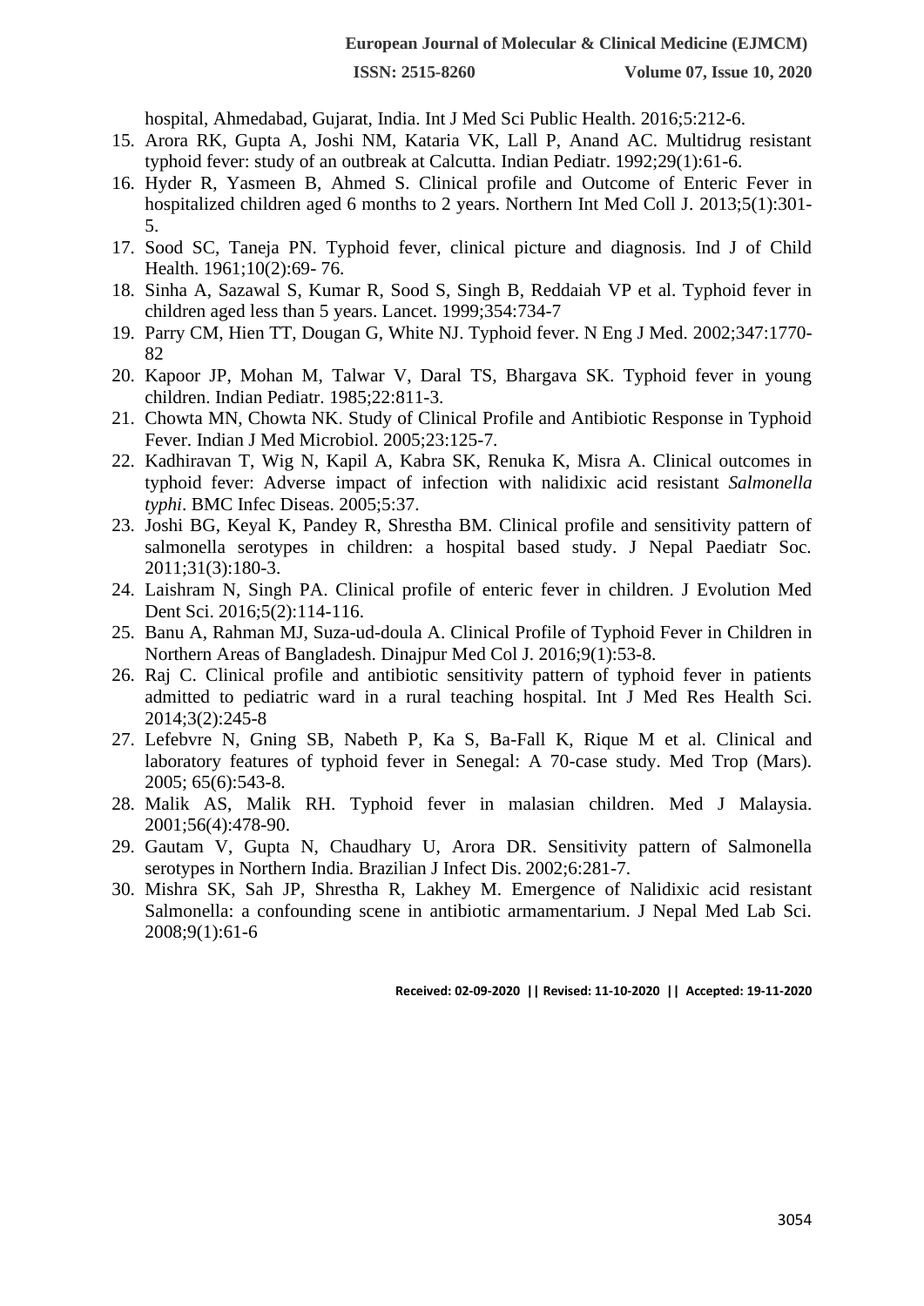hospital, Ahmedabad, Gujarat, India. Int J Med Sci Public Health. 2016;5:212-6.

15. Arora RK, Gupta A, Joshi NM, Kataria VK, Lall P, Anand AC. Multidrug resistant typhoid fever: study of an outbreak at Calcutta. Indian Pediatr. 1992;29(1):61-6.
16. Hyder R, Yasmeen B, Ahmed S. Clinical profile and Outcome of Enteric Fever in hospitalized children aged 6 months to 2 years. Northern Int Med Coll J. 2013;5(1):301-5.
17. Sood SC, Taneja PN. Typhoid fever, clinical picture and diagnosis. Ind J of Child Health. 1961;10(2):69- 76.
18. Sinha A, Sazawal S, Kumar R, Sood S, Singh B, Reddaiah VP et al. Typhoid fever in children aged less than 5 years. Lancet. 1999;354:734-7
19. Parry CM, Hien TT, Dougan G, White NJ. Typhoid fever. N Eng J Med. 2002;347:1770-82
20. Kapoor JP, Mohan M, Talwar V, Daral TS, Bhargava SK. Typhoid fever in young children. Indian Pediatr. 1985;22:811-3.
21. Chowta MN, Chowta NK. Study of Clinical Profile and Antibiotic Response in Typhoid Fever. Indian J Med Microbiol. 2005;23:125-7.
22. Kadhiravan T, Wig N, Kapil A, Kabra SK, Renuka K, Misra A. Clinical outcomes in typhoid fever: Adverse impact of infection with nalidixic acid resistant *Salmonella typhi*. BMC Infec Diseas. 2005;5:37.
23. Joshi BG, Keyal K, Pandey R, Shrestha BM. Clinical profile and sensitivity pattern of salmonella serotypes in children: a hospital based study. J Nepal Paediatr Soc. 2011;31(3):180-3.
24. Laishram N, Singh PA. Clinical profile of enteric fever in children. J Evolution Med Dent Sci. 2016;5(2):114-116.
25. Banu A, Rahman MJ, Suza-ud-doula A. Clinical Profile of Typhoid Fever in Children in Northern Areas of Bangladesh. Dinajpur Med Col J. 2016;9(1):53-8.
26. Raj C. Clinical profile and antibiotic sensitivity pattern of typhoid fever in patients admitted to pediatric ward in a rural teaching hospital. Int J Med Res Health Sci. 2014;3(2):245-8
27. Lefebvre N, Gning SB, Nabeth P, Ka S, Ba-Fall K, Rique M et al. Clinical and laboratory features of typhoid fever in Senegal: A 70-case study. Med Trop (Mars). 2005; 65(6):543-8.
28. Malik AS, Malik RH. Typhoid fever in malasian children. Med J Malaysia. 2001;56(4):478-90.
29. Gautam V, Gupta N, Chaudhary U, Arora DR. Sensitivity pattern of Salmonella serotypes in Northern India. Brazilian J Infect Dis. 2002;6:281-7.
30. Mishra SK, Sah JP, Shrestha R, Lakhey M. Emergence of Nalidixic acid resistant Salmonella: a confounding scene in antibiotic armamentarium. J Nepal Med Lab Sci. 2008;9(1):61-6

**Received: 02-09-2020 || Revised: 11-10-2020 || Accepted: 19-11-2020**